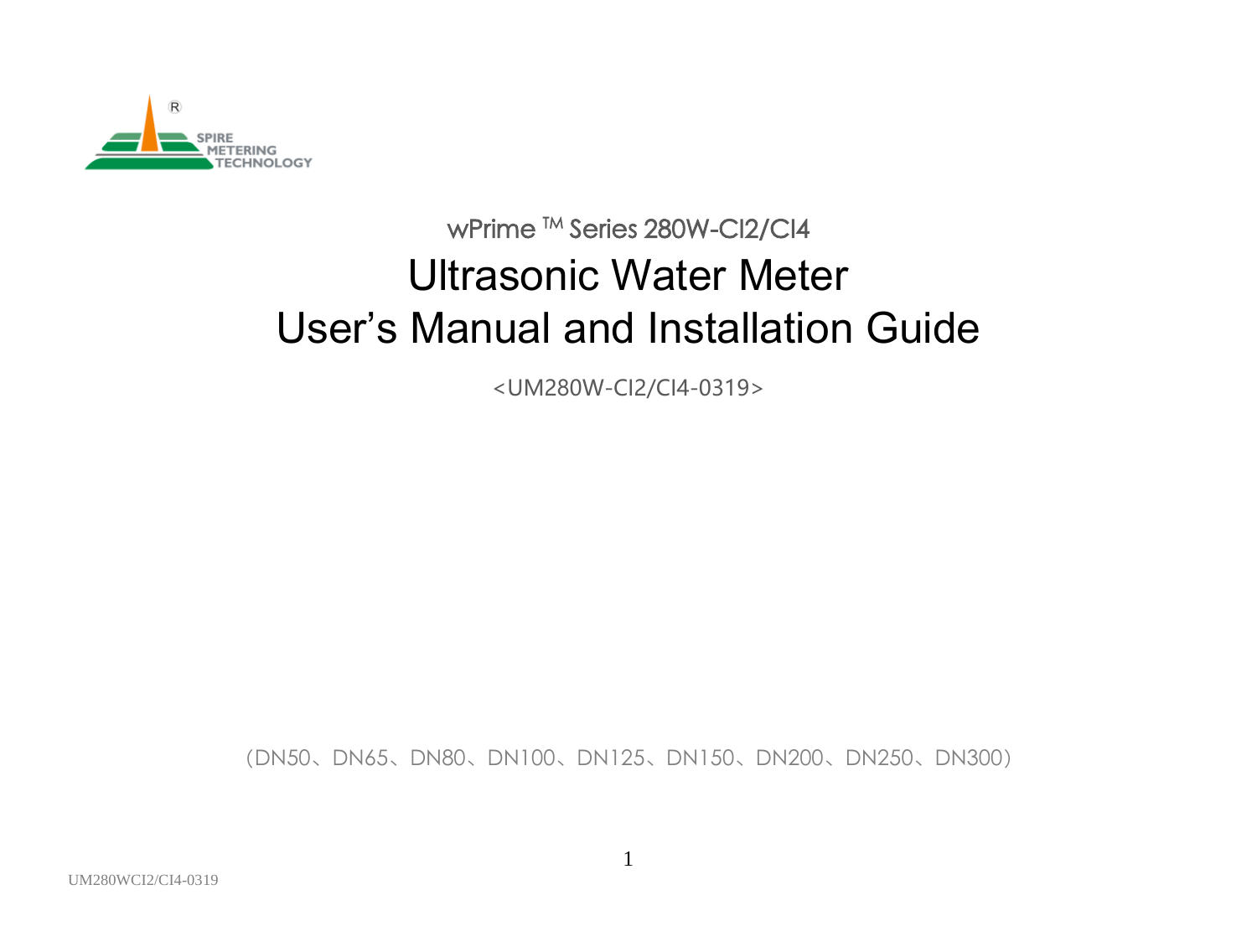SPIRE METERING TECHNOLOGY

wPrime ™ Series 280W-CI2/CI4

# Ultrasonic Water Meter
# User's Manual and Installation Guide

<UM280W-CI2/CI4-0319>

（DN50、DN65、DN80、DN100、DN125、DN150、DN200、DN250、DN300）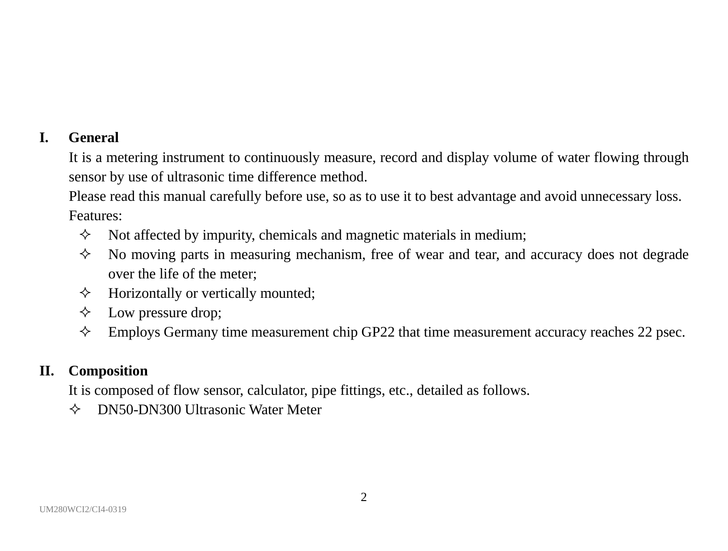## I. General

It is a metering instrument to continuously measure, record and display volume of water flowing through sensor by use of ultrasonic time difference method.

Please read this manual carefully before use, so as to use it to best advantage and avoid unnecessary loss.

Features:

- ✧ Not affected by impurity, chemicals and magnetic materials in medium;
- ✧ No moving parts in measuring mechanism, free of wear and tear, and accuracy does not degrade over the life of the meter;
- ✧ Horizontally or vertically mounted;
- ✧ Low pressure drop;
- ✧ Employs Germany time measurement chip GP22 that time measurement accuracy reaches 22 psec.

## II. Composition

It is composed of flow sensor, calculator, pipe fittings, etc., detailed as follows.

- ✧ DN50-DN300 Ultrasonic Water Meter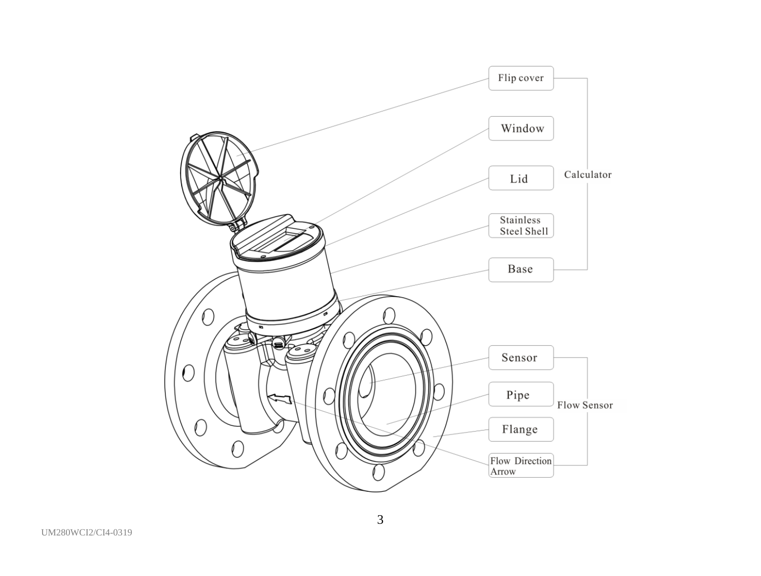Flip cover

Window

Lid

Stainless Steel Shell

Base

Calculator

Sensor

Pipe

Flange

Flow Direction Arrow

Flow Sensor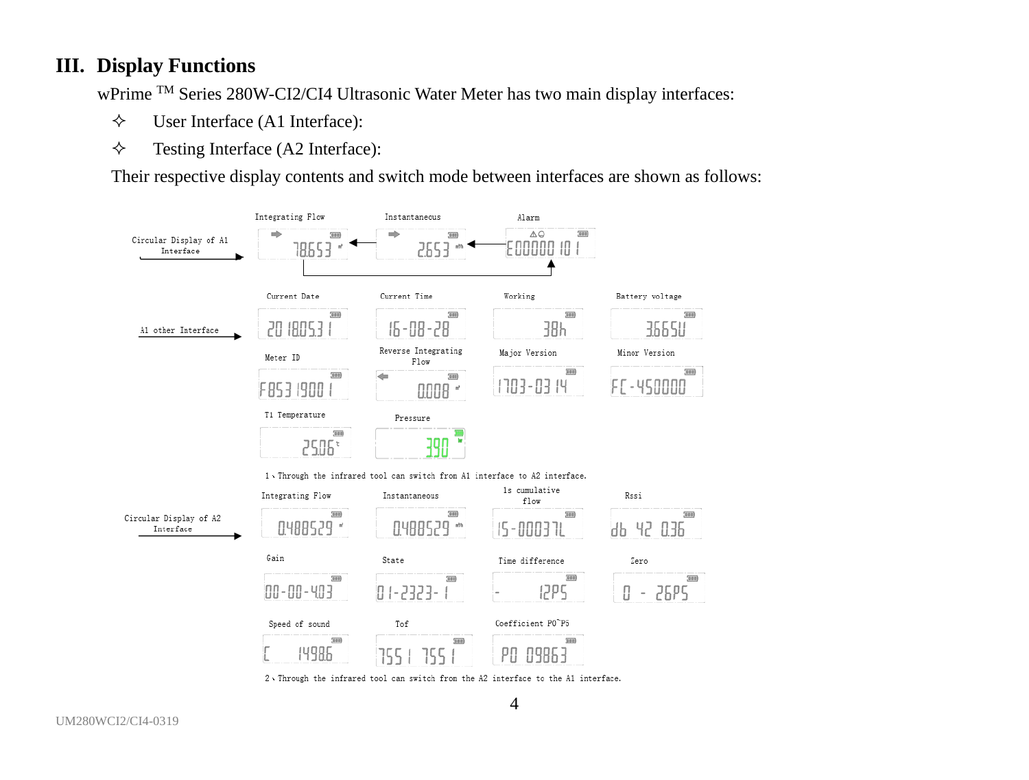## III. Display Functions

wPrime ™ Series 280W-CI2/CI4 Ultrasonic Water Meter has two main display interfaces:

- ✧ User Interface (A1 Interface):
- ✧ Testing Interface (A2 Interface):

Their respective display contents and switch mode between interfaces are shown as follows:

Circular Display of A1 Interface

| Integrating Flow | Instantaneous | Alarm |
|---|---|---|
| 78.653 | 2.653 | E0000010 1 |

A1 other Interface

| Current Date | Current Time | Working | Battery voltage |
|---|---|---|---|
| 20180531 | 16-08-28 | 38h | 3.665U |

| Meter ID | Reverse Integrating Flow | Major Version | Minor Version |
|---|---|---|---|
| F8531900 1 | 0.008 | 1703-0314 | FC-450000 |

| T1 Temperature | Pressure |
|---|---|
| 25.06 | 390 |

1、Through the infrared tool can switch from A1 interface to A2 interface.

Circular Display of A2 Interface

| Integrating Flow | Instantaneous | 1s cumulative flow | Rssi |
|---|---|---|---|
| 0.488529 | 0.488529 | 15-00037L | db 42 0.36 |

| Gain | State | Time difference | Zero |
|---|---|---|---|
| 00-00-4.03 | 01-2323-1 | - 12PS | 0 - 26PS |

| Speed of sound | Tof | Coefficient P0~P5 |
|---|---|---|
| C 1498.6 | 7551 7551 | P0 09863 |

2、Through the infrared tool can switch from the A2 interface to the A1 interface.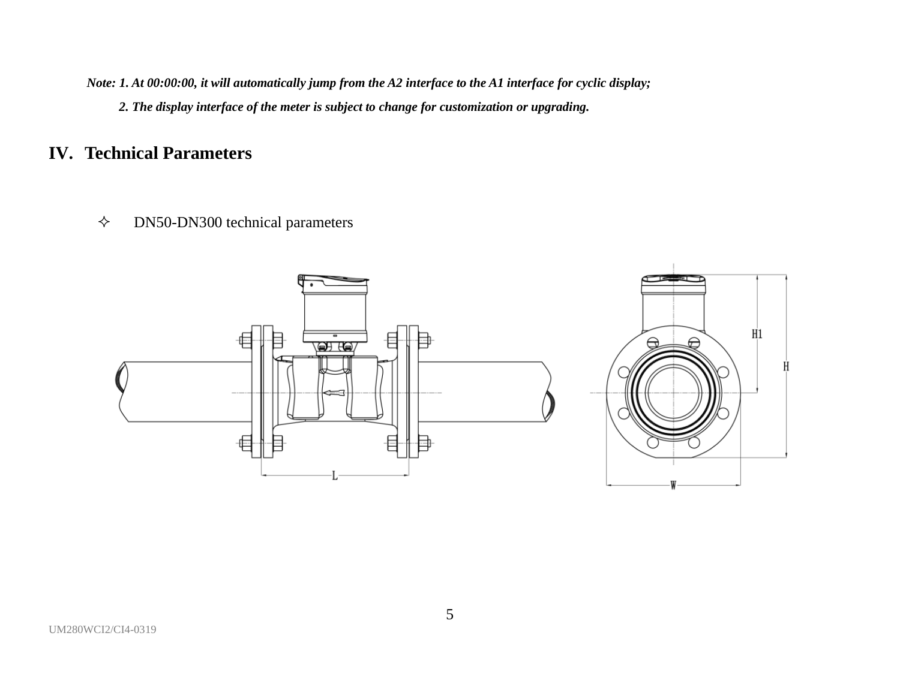***Note: 1. At 00:00:00, it will automatically jump from the A2 interface to the A1 interface for cyclic display;***

***2. The display interface of the meter is subject to change for customization or upgrading.***

# IV. Technical Parameters

- ✧ DN50-DN300 technical parameters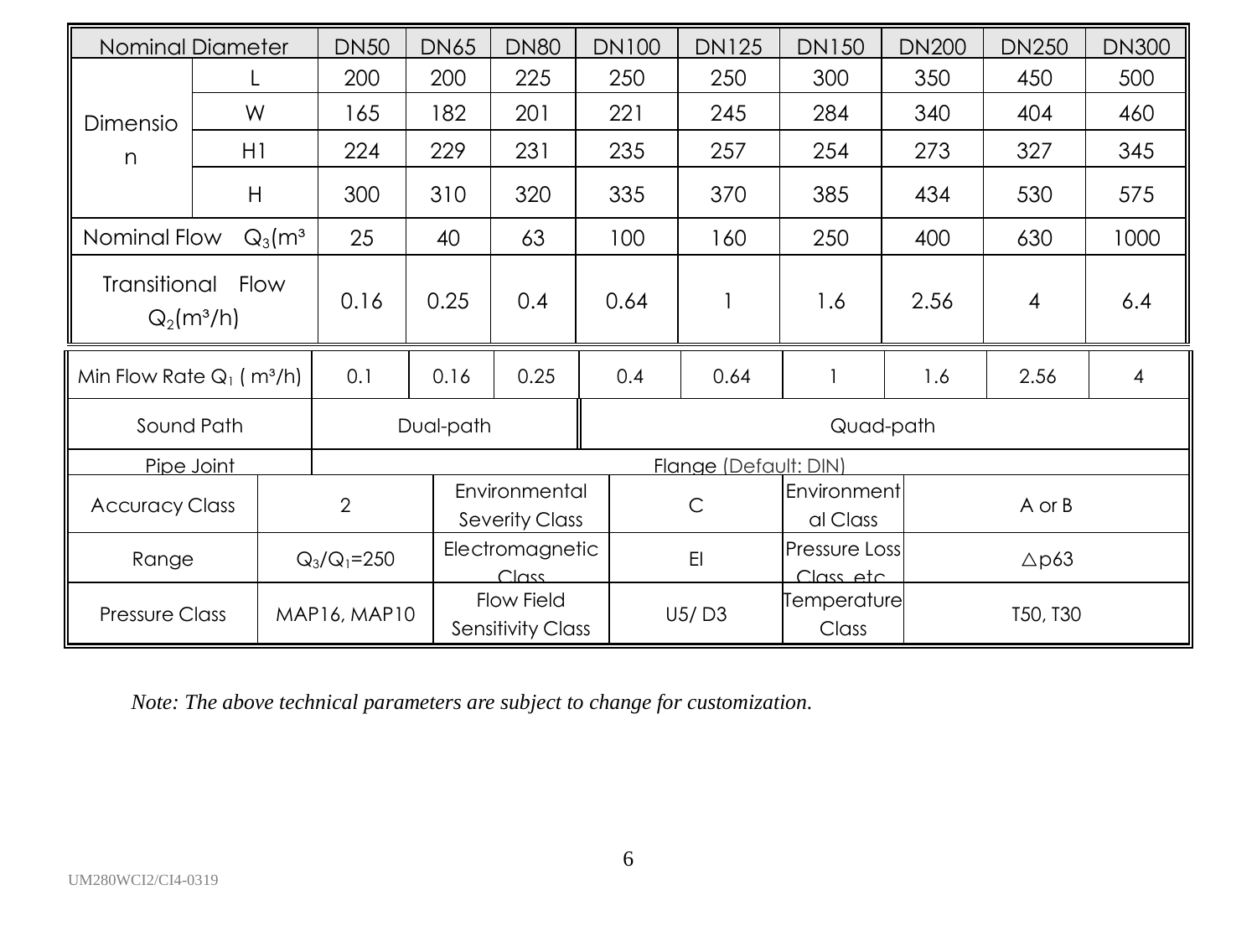| Nominal Diameter | | DN50 | DN65 | DN80 | DN100 | DN125 | DN150 | DN200 | DN250 | DN300 |
|---|---|---|---|---|---|---|---|---|---|---|
| Dimension | L | 200 | 200 | 225 | 250 | 250 | 300 | 350 | 450 | 500 |
| | W | 165 | 182 | 201 | 221 | 245 | 284 | 340 | 404 | 460 |
| | H1 | 224 | 229 | 231 | 235 | 257 | 254 | 273 | 327 | 345 |
| | H | 300 | 310 | 320 | 335 | 370 | 385 | 434 | 530 | 575 |
| Nominal Flow $Q_3$(m³ | | 25 | 40 | 63 | 100 | 160 | 250 | 400 | 630 | 1000 |
| Transitional Flow $Q_2$(m³/h) | | 0.16 | 0.25 | 0.4 | 0.64 | 1 | 1.6 | 2.56 | 4 | 6.4 |
| Min Flow Rate $Q_1$ ( m³/h) | | 0.1 | 0.16 | 0.25 | 0.4 | 0.64 | 1 | 1.6 | 2.56 | 4 |
| Sound Path | | Dual-path | | | Quad-path | | | | | |
| Pipe Joint | | Flange (Default: DIN) | | | | | | | | |

| Accuracy Class | 2 | Environmental Severity Class | C | Environmental Class | A or B |
|---|---|---|---|---|---|
| Range | $Q_3/Q_1$=250 | Electromagnetic Class | EI | Pressure Loss Class, etc | △p63 |
| Pressure Class | MAP16, MAP10 | Flow Field Sensitivity Class | U5/ D3 | Temperature Class | T50, T30 |

*Note: The above technical parameters are subject to change for customization.*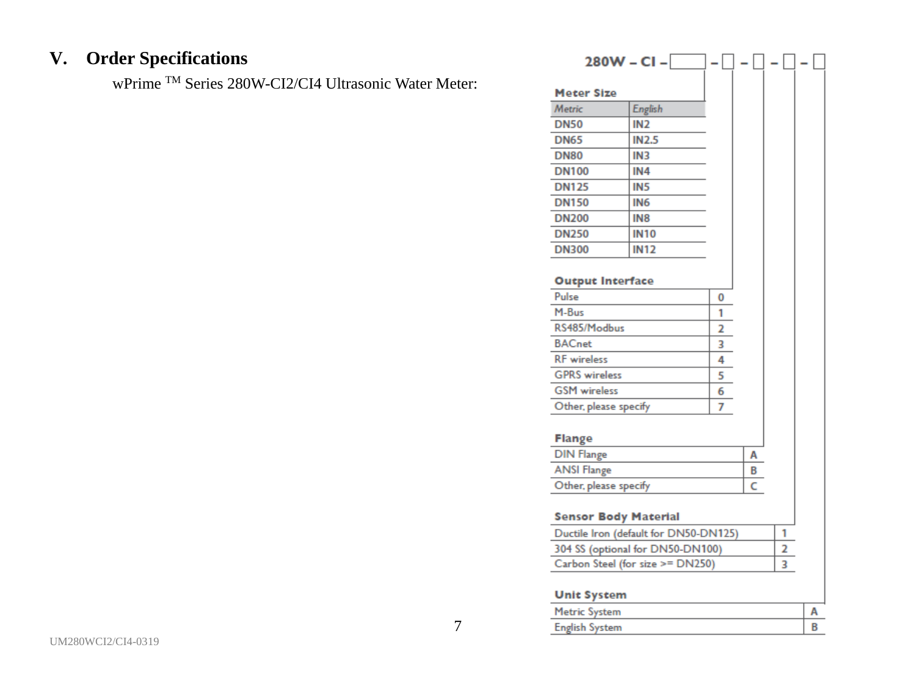## V. Order Specifications

wPrime ™ Series 280W-CI2/CI4 Ultrasonic Water Meter:

**280W – CI – [ ] – [ ] – [ ] – [ ] – [ ]**

**Meter Size**

| Metric | English |
|---|---|
| DN50 | IN2 |
| DN65 | IN2.5 |
| DN80 | IN3 |
| DN100 | IN4 |
| DN125 | IN5 |
| DN150 | IN6 |
| DN200 | IN8 |
| DN250 | IN10 |
| DN300 | IN12 |

**Output Interface**

| Output Interface | Code |
|---|---|
| Pulse | 0 |
| M-Bus | 1 |
| RS485/Modbus | 2 |
| BACnet | 3 |
| RF wireless | 4 |
| GPRS wireless | 5 |
| GSM wireless | 6 |
| Other, please specify | 7 |

**Flange**

| Flange | Code |
|---|---|
| DIN Flange | A |
| ANSI Flange | B |
| Other, please specify | C |

**Sensor Body Material**

| Sensor Body Material | Code |
|---|---|
| Ductile Iron (default for DN50-DN125) | 1 |
| 304 SS (optional for DN50-DN100) | 2 |
| Carbon Steel (for size >= DN250) | 3 |

**Unit System**

| Unit System | Code |
|---|---|
| Metric System | A |
| English System | B |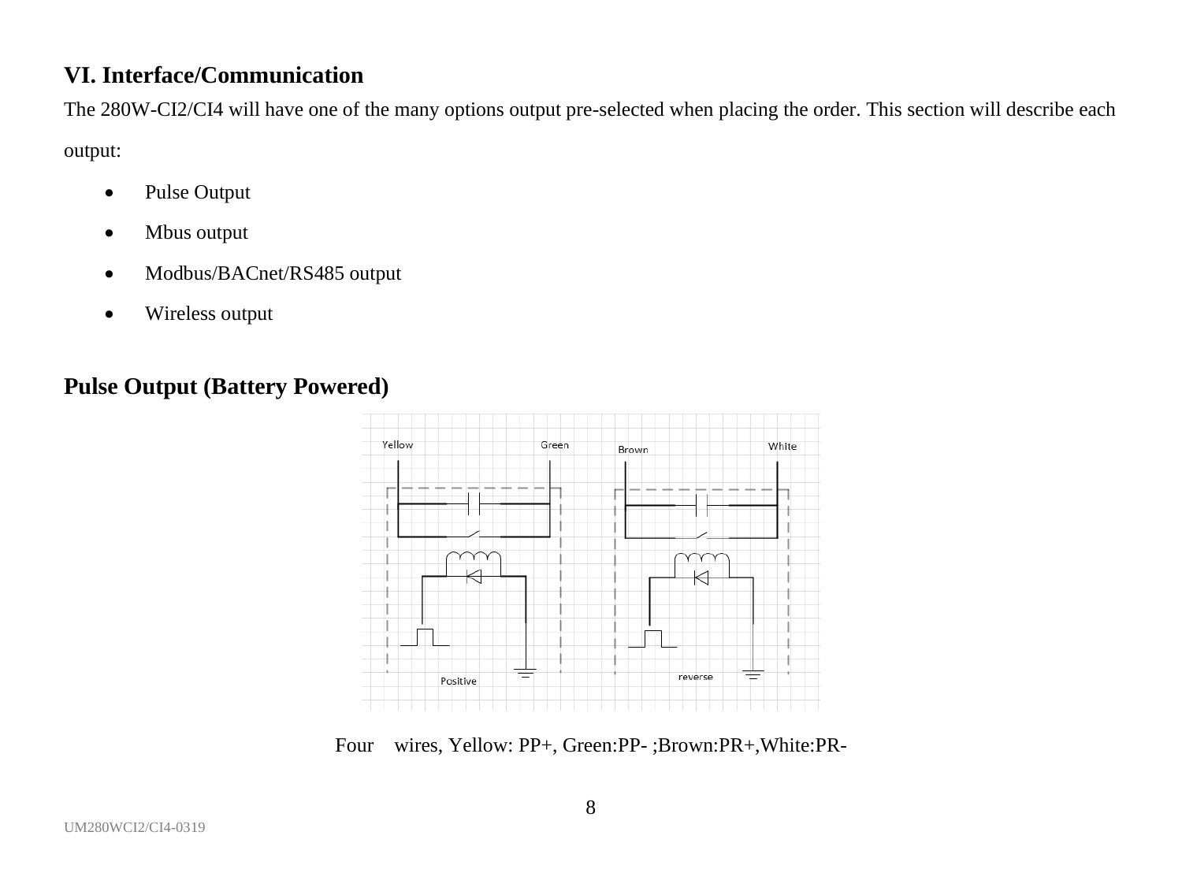## VI. Interface/Communication

The 280W-CI2/CI4 will have one of the many options output pre-selected when placing the order. This section will describe each output:

- Pulse Output
- Mbus output
- Modbus/BACnet/RS485 output
- Wireless output

## Pulse Output (Battery Powered)

Four wires, Yellow: PP+, Green:PP- ;Brown:PR+,White:PR-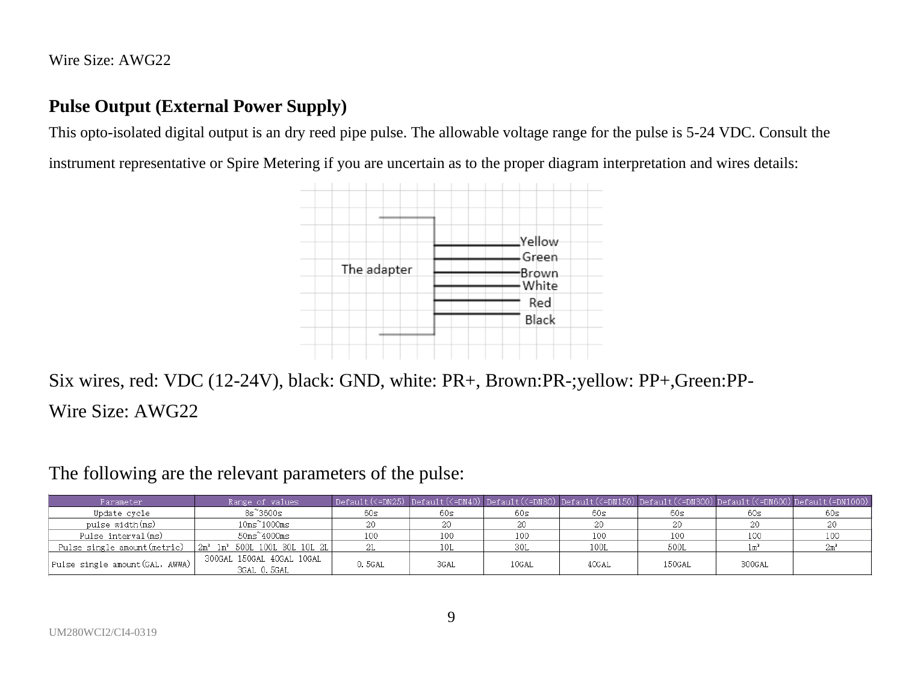Wire Size: AWG22

**Pulse Output (External Power Supply)**

This opto-isolated digital output is an dry reed pipe pulse. The allowable voltage range for the pulse is 5-24 VDC. Consult the instrument representative or Spire Metering if you are uncertain as to the proper diagram interpretation and wires details:

The adapter

Yellow
Green
Brown
White
Red
Black

Six wires, red: VDC (12-24V), black: GND, white: PR+, Brown:PR-;yellow: PP+,Green:PP-

Wire Size: AWG22

The following are the relevant parameters of the pulse:

| Parameter | Range of values | Default(<=DN25) | Default(<=DN40) | Default(<=DN80) | Default(<=DN150) | Default(<=DN300) | Default(<=DN600) | Default(=DN1000) |
|---|---|---|---|---|---|---|---|---|
| Update cycle | 8s~3600s | 60s | 60s | 60s | 60s | 60s | 60s | 60s |
| pulse width(ms) | 10ms~1000ms | 20 | 20 | 20 | 20 | 20 | 20 | 20 |
| Pulse interval(ms) | 50ms~4000ms | 100 | 100 | 100 | 100 | 100 | 100 | 100 |
| Pulse single amount(metric) | 2m³ 1m³ 500L 100L 30L 10L 2L | 2L | 10L | 30L | 100L | 500L | 1m³ | 2m³ |
| Pulse single amount(GAL, AWWA) | 300GAL 150GAL 40GAL 10GAL 3GAL 0.5GAL | 0.5GAL | 3GAL | 10GAL | 40GAL | 150GAL | 300GAL | |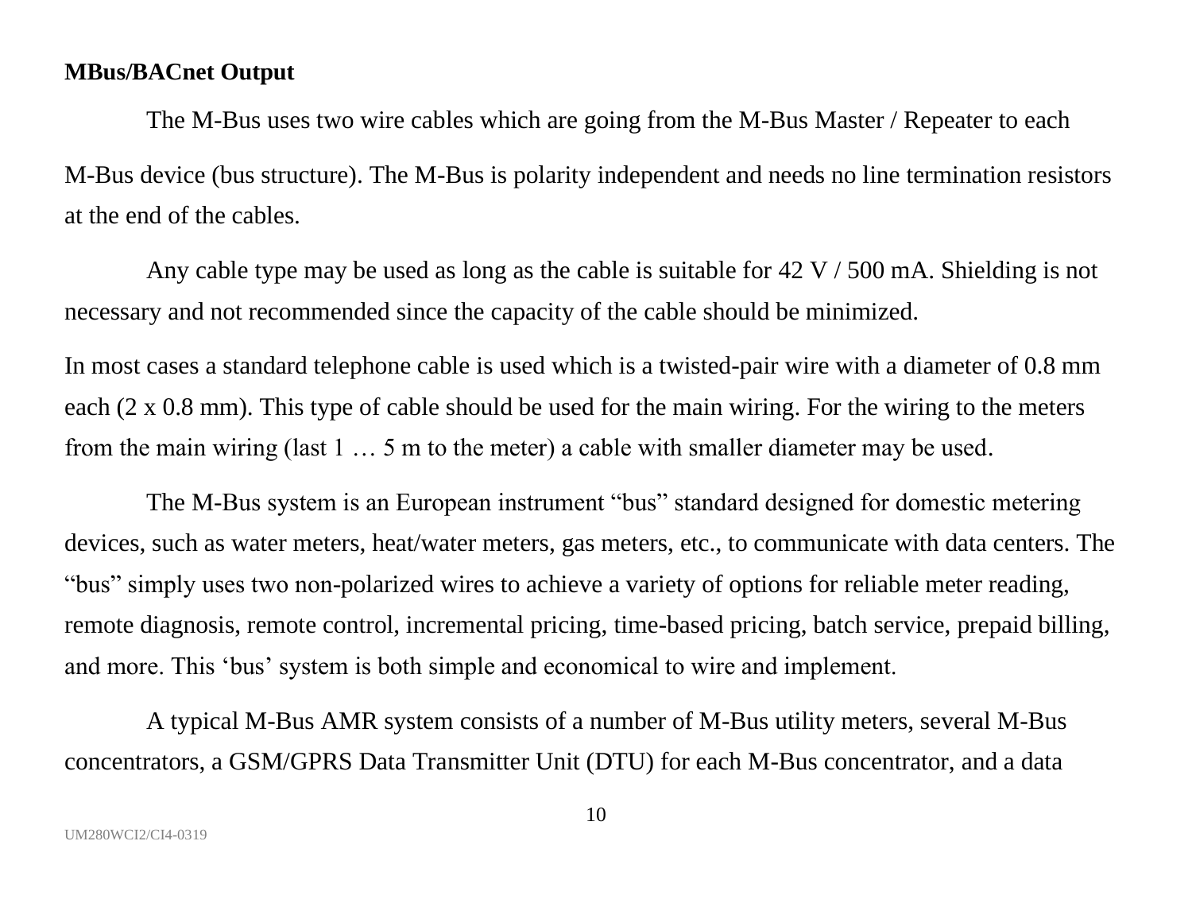**MBus/BACnet Output**

The M-Bus uses two wire cables which are going from the M-Bus Master / Repeater to each M-Bus device (bus structure). The M-Bus is polarity independent and needs no line termination resistors at the end of the cables.

Any cable type may be used as long as the cable is suitable for 42 V / 500 mA. Shielding is not necessary and not recommended since the capacity of the cable should be minimized.

In most cases a standard telephone cable is used which is a twisted-pair wire with a diameter of 0.8 mm each (2 x 0.8 mm). This type of cable should be used for the main wiring. For the wiring to the meters from the main wiring (last 1 … 5 m to the meter) a cable with smaller diameter may be used.

The M-Bus system is an European instrument "bus" standard designed for domestic metering devices, such as water meters, heat/water meters, gas meters, etc., to communicate with data centers. The "bus" simply uses two non-polarized wires to achieve a variety of options for reliable meter reading, remote diagnosis, remote control, incremental pricing, time-based pricing, batch service, prepaid billing, and more. This 'bus' system is both simple and economical to wire and implement.

A typical M-Bus AMR system consists of a number of M-Bus utility meters, several M-Bus concentrators, a GSM/GPRS Data Transmitter Unit (DTU) for each M-Bus concentrator, and a data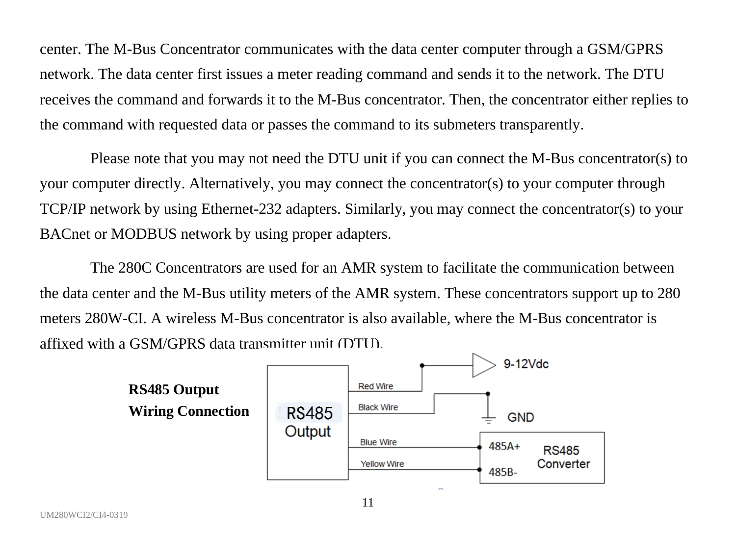center. The M-Bus Concentrator communicates with the data center computer through a GSM/GPRS network. The data center first issues a meter reading command and sends it to the network. The DTU receives the command and forwards it to the M-Bus concentrator. Then, the concentrator either replies to the command with requested data or passes the command to its submeters transparently.

Please note that you may not need the DTU unit if you can connect the M-Bus concentrator(s) to your computer directly. Alternatively, you may connect the concentrator(s) to your computer through TCP/IP network by using Ethernet-232 adapters. Similarly, you may connect the concentrator(s) to your BACnet or MODBUS network by using proper adapters.

The 280C Concentrators are used for an AMR system to facilitate the communication between the data center and the M-Bus utility meters of the AMR system. These concentrators support up to 280 meters 280W-CI. A wireless M-Bus concentrator is also available, where the M-Bus concentrator is affixed with a GSM/GPRS data transmitter unit (DTU).

**RS485 Output Wiring Connection**

RS485 Output

Red Wire — 9-12Vdc

Black Wire — GND

Blue Wire — 485A+ (RS485 Converter)

Yellow Wire — 485B- (RS485 Converter)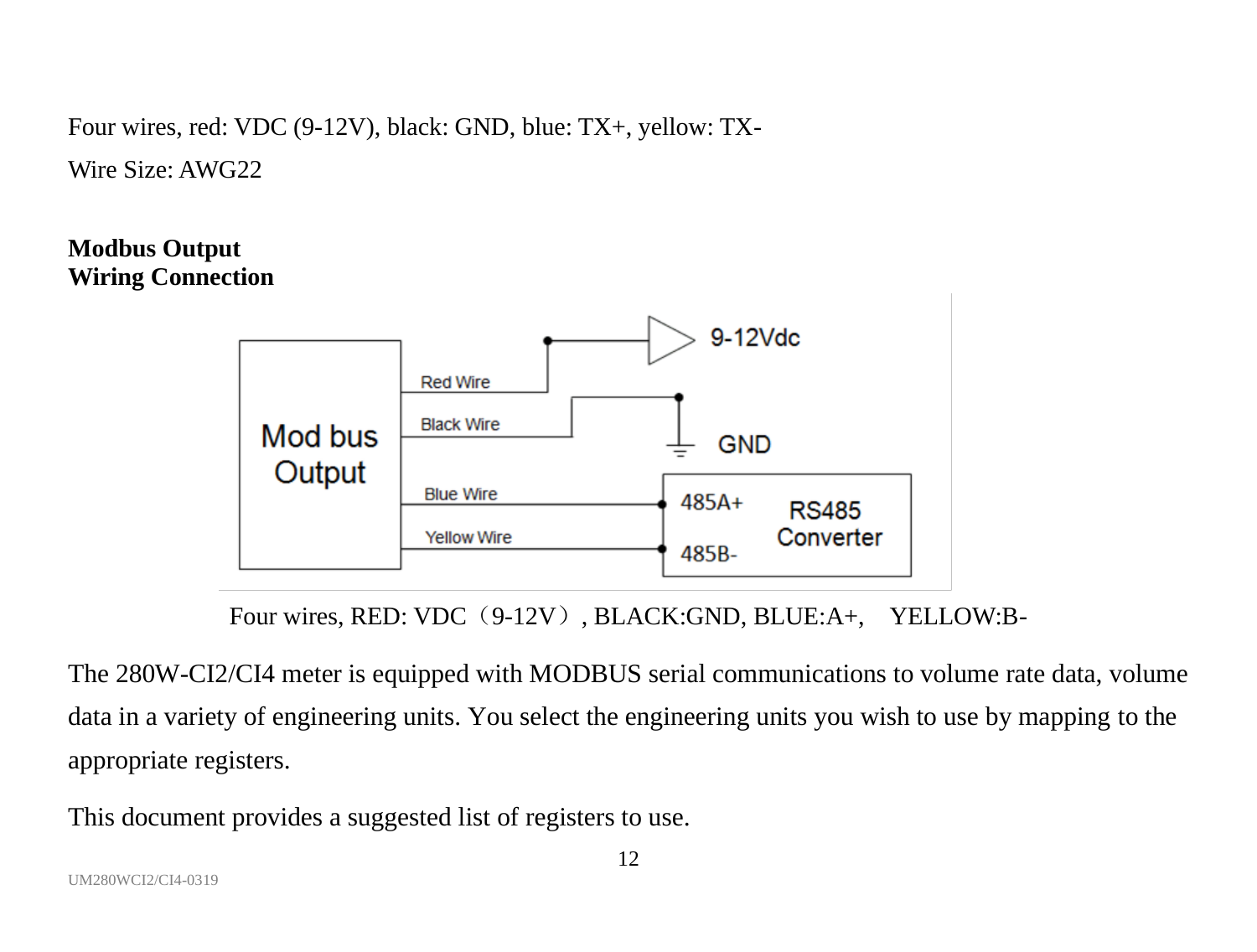Four wires, red: VDC (9-12V), black: GND, blue: TX+, yellow: TX-

Wire Size: AWG22

**Modbus Output**
**Wiring Connection**

Four wires, RED: VDC（9-12V）, BLACK:GND, BLUE:A+, YELLOW:B-

The 280W-CI2/CI4 meter is equipped with MODBUS serial communications to volume rate data, volume data in a variety of engineering units. You select the engineering units you wish to use by mapping to the appropriate registers.

This document provides a suggested list of registers to use.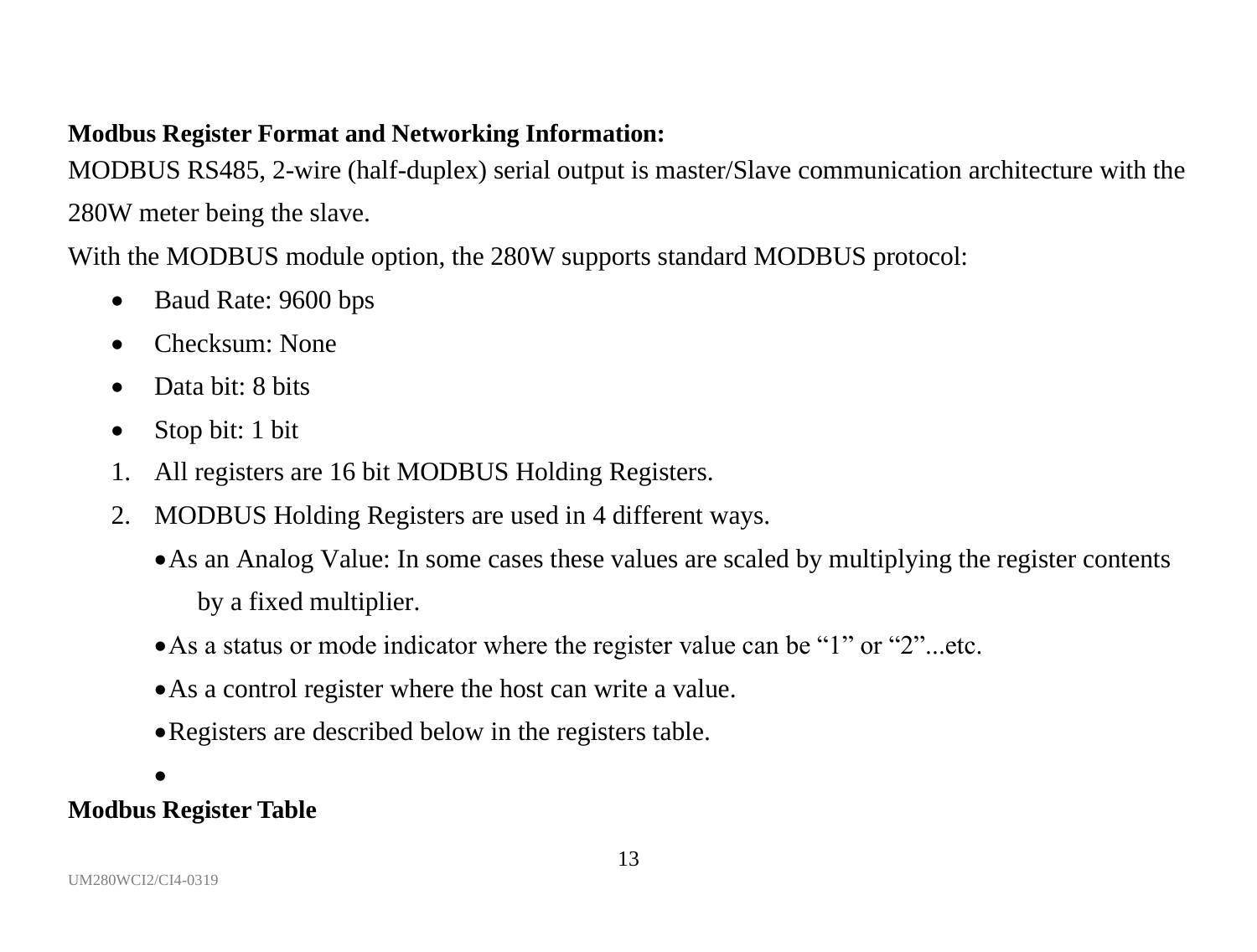**Modbus Register Format and Networking Information:**

MODBUS RS485, 2-wire (half-duplex) serial output is master/Slave communication architecture with the 280W meter being the slave.

With the MODBUS module option, the 280W supports standard MODBUS protocol:

- Baud Rate: 9600 bps
- Checksum: None
- Data bit: 8 bits
- Stop bit: 1 bit

1. All registers are 16 bit MODBUS Holding Registers.
2. MODBUS Holding Registers are used in 4 different ways.
   - As an Analog Value: In some cases these values are scaled by multiplying the register contents by a fixed multiplier.
   - As a status or mode indicator where the register value can be “1” or “2”...etc.
   - As a control register where the host can write a value.
   - Registers are described below in the registers table.
   -

**Modbus Register Table**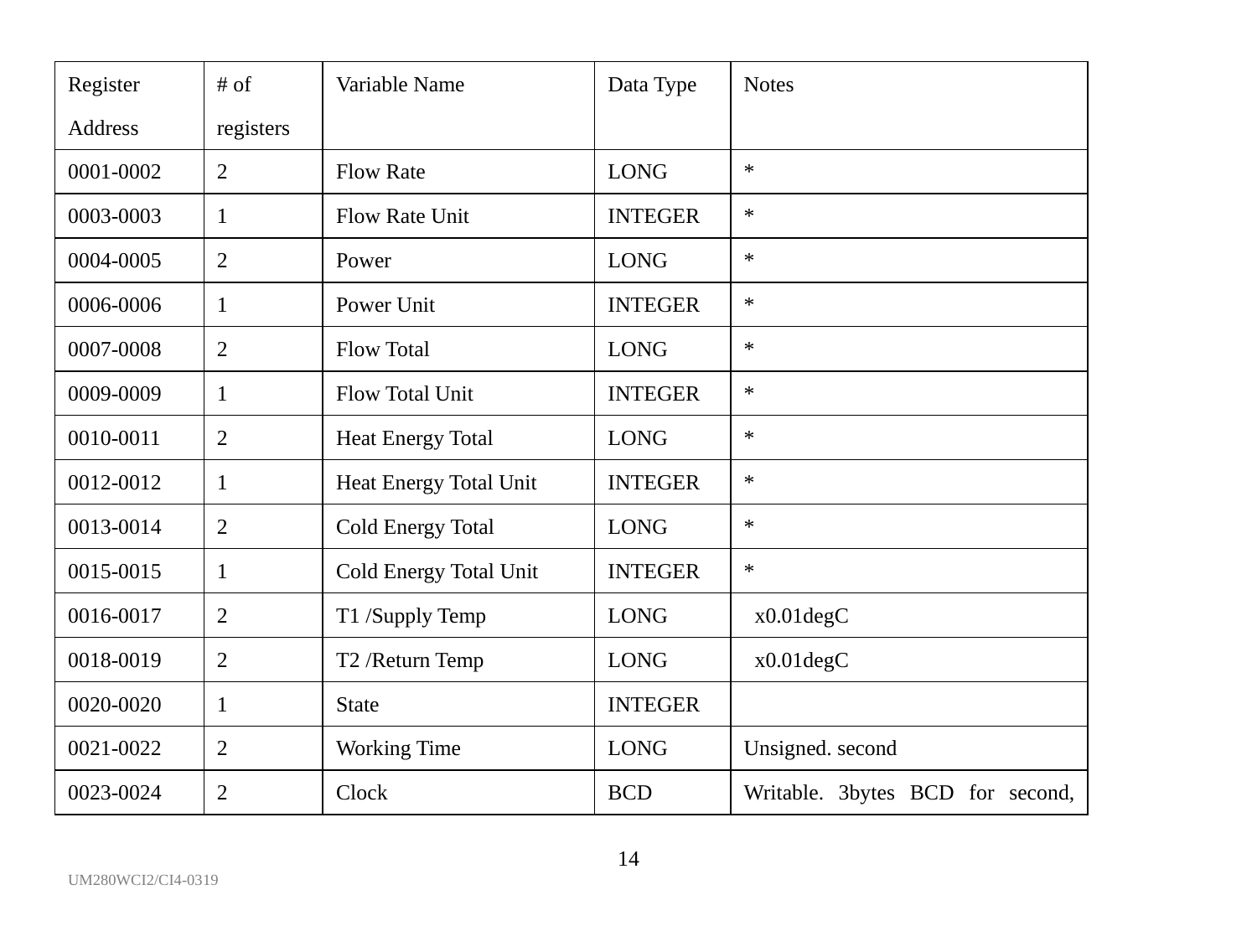| Register Address | # of registers | Variable Name | Data Type | Notes |
|---|---|---|---|---|
| 0001-0002 | 2 | Flow Rate | LONG | * |
| 0003-0003 | 1 | Flow Rate Unit | INTEGER | * |
| 0004-0005 | 2 | Power | LONG | * |
| 0006-0006 | 1 | Power Unit | INTEGER | * |
| 0007-0008 | 2 | Flow Total | LONG | * |
| 0009-0009 | 1 | Flow Total Unit | INTEGER | * |
| 0010-0011 | 2 | Heat Energy Total | LONG | * |
| 0012-0012 | 1 | Heat Energy Total Unit | INTEGER | * |
| 0013-0014 | 2 | Cold Energy Total | LONG | * |
| 0015-0015 | 1 | Cold Energy Total Unit | INTEGER | * |
| 0016-0017 | 2 | T1 /Supply Temp | LONG | x0.01degC |
| 0018-0019 | 2 | T2 /Return Temp | LONG | x0.01degC |
| 0020-0020 | 1 | State | INTEGER | |
| 0021-0022 | 2 | Working Time | LONG | Unsigned. second |
| 0023-0024 | 2 | Clock | BCD | Writable. 3bytes BCD for second, |

UM280WCI2/CI4-0319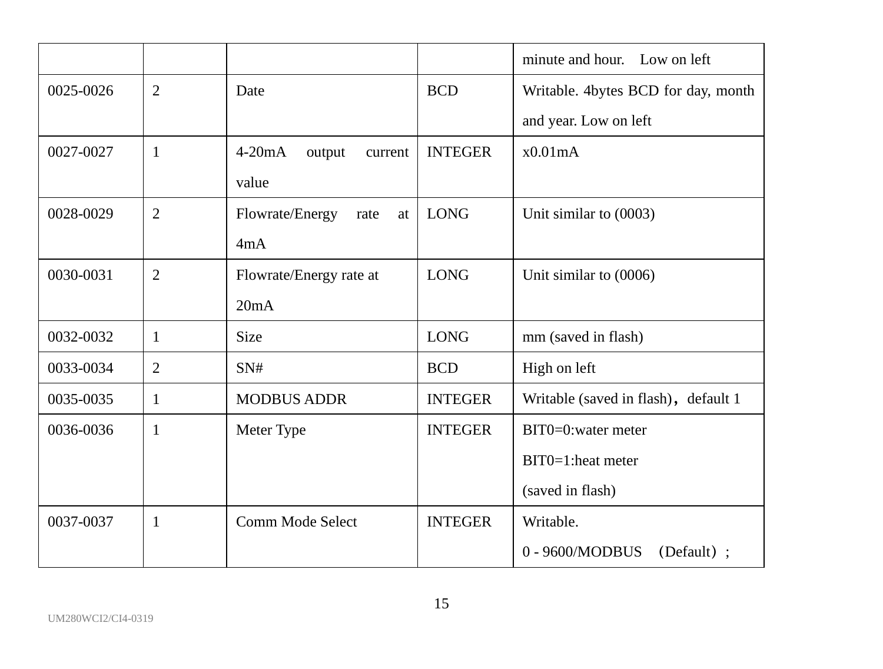| | | | | minute and hour.  Low on left |
|---|---|---|---|---|
| 0025-0026 | 2 | Date | BCD | Writable. 4bytes BCD for day, month and year. Low on left |
| 0027-0027 | 1 | 4-20mA output current value | INTEGER | x0.01mA |
| 0028-0029 | 2 | Flowrate/Energy rate at 4mA | LONG | Unit similar to (0003) |
| 0030-0031 | 2 | Flowrate/Energy rate at 20mA | LONG | Unit similar to (0006) |
| 0032-0032 | 1 | Size | LONG | mm (saved in flash) |
| 0033-0034 | 2 | SN# | BCD | High on left |
| 0035-0035 | 1 | MODBUS ADDR | INTEGER | Writable (saved in flash)，default 1 |
| 0036-0036 | 1 | Meter Type | INTEGER | BIT0=0:water meter<br>BIT0=1:heat meter<br>(saved in flash) |
| 0037-0037 | 1 | Comm Mode Select | INTEGER | Writable.<br>0 - 9600/MODBUS （Default）; |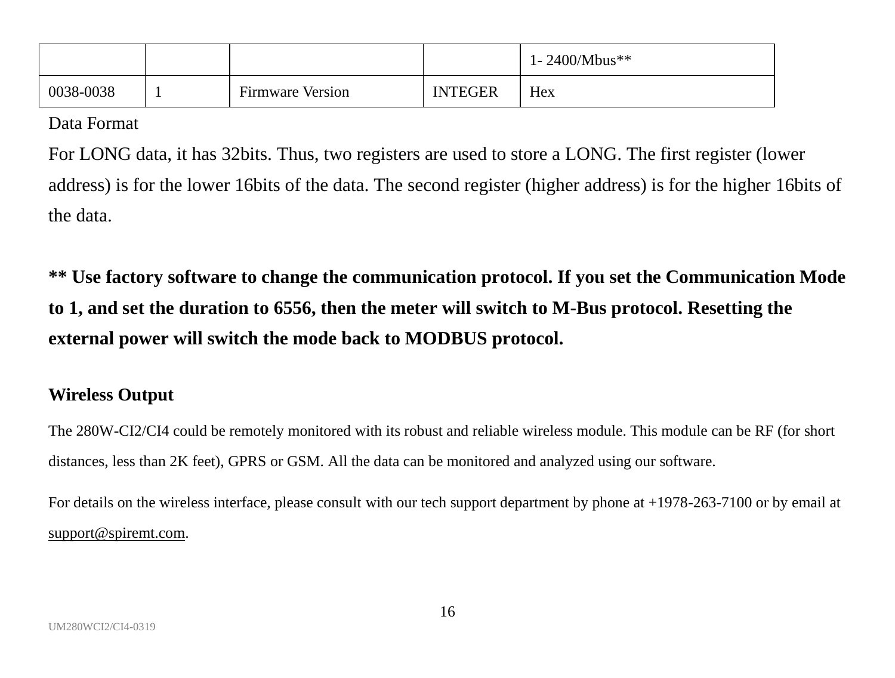| | | | | 1- 2400/Mbus** |
|---|---|---|---|---|
| 0038-0038 | 1 | Firmware Version | INTEGER | Hex |

Data Format

For LONG data, it has 32bits. Thus, two registers are used to store a LONG. The first register (lower address) is for the lower 16bits of the data. The second register (higher address) is for the higher 16bits of the data.

**\*\* Use factory software to change the communication protocol. If you set the Communication Mode to 1, and set the duration to 6556, then the meter will switch to M-Bus protocol. Resetting the external power will switch the mode back to MODBUS protocol.**

**Wireless Output**

The 280W-CI2/CI4 could be remotely monitored with its robust and reliable wireless module. This module can be RF (for short distances, less than 2K feet), GPRS or GSM. All the data can be monitored and analyzed using our software.

For details on the wireless interface, please consult with our tech support department by phone at +1978-263-7100 or by email at support@spiremt.com.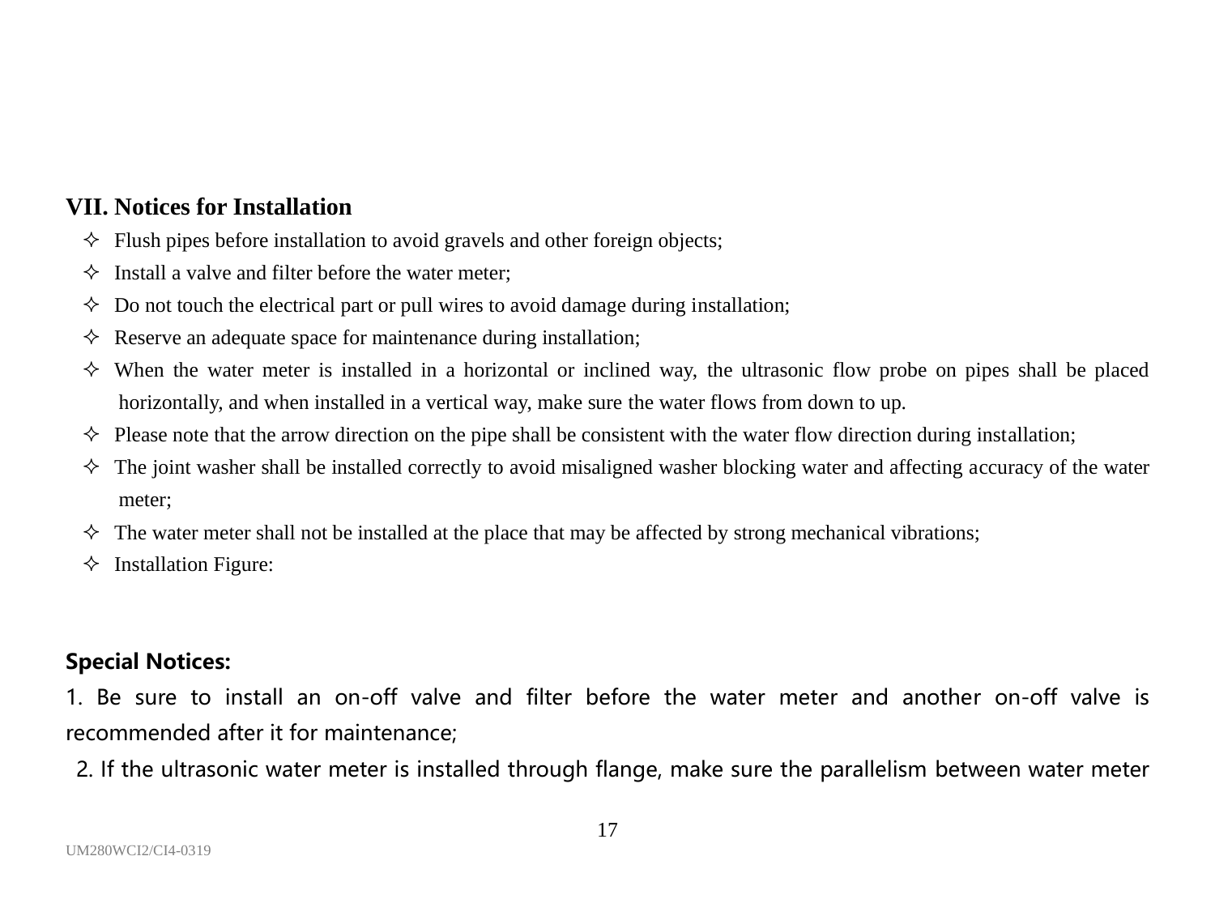## VII. Notices for Installation

- Flush pipes before installation to avoid gravels and other foreign objects;
- Install a valve and filter before the water meter;
- Do not touch the electrical part or pull wires to avoid damage during installation;
- Reserve an adequate space for maintenance during installation;
- When the water meter is installed in a horizontal or inclined way, the ultrasonic flow probe on pipes shall be placed horizontally, and when installed in a vertical way, make sure the water flows from down to up.
- Please note that the arrow direction on the pipe shall be consistent with the water flow direction during installation;
- The joint washer shall be installed correctly to avoid misaligned washer blocking water and affecting accuracy of the water meter;
- The water meter shall not be installed at the place that may be affected by strong mechanical vibrations;
- Installation Figure:

**Special Notices:**

1. Be sure to install an on-off valve and filter before the water meter and another on-off valve is recommended after it for maintenance;
2. If the ultrasonic water meter is installed through flange, make sure the parallelism between water meter

UM280WCI2/CI4-0319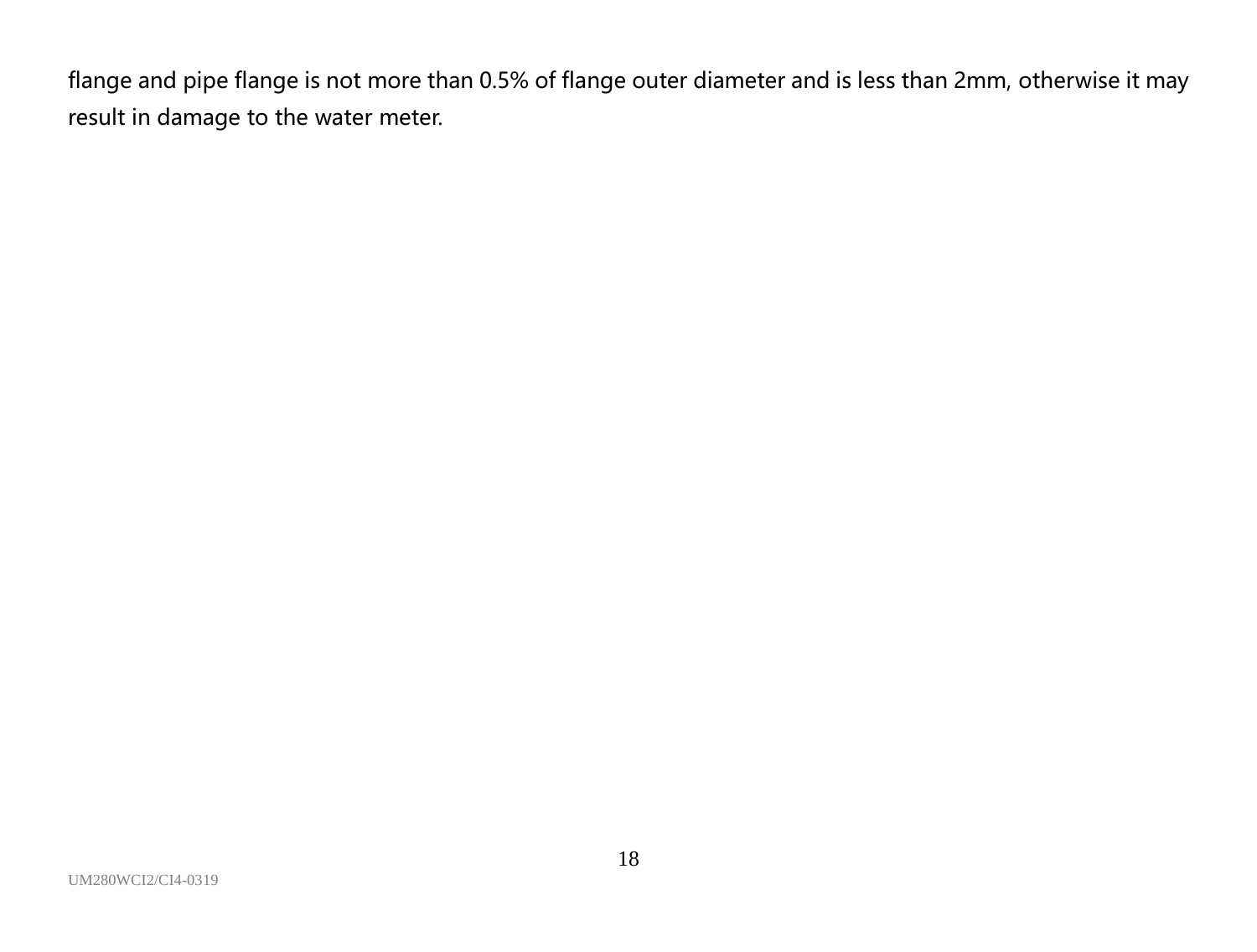flange and pipe flange is not more than 0.5% of flange outer diameter and is less than 2mm, otherwise it may result in damage to the water meter.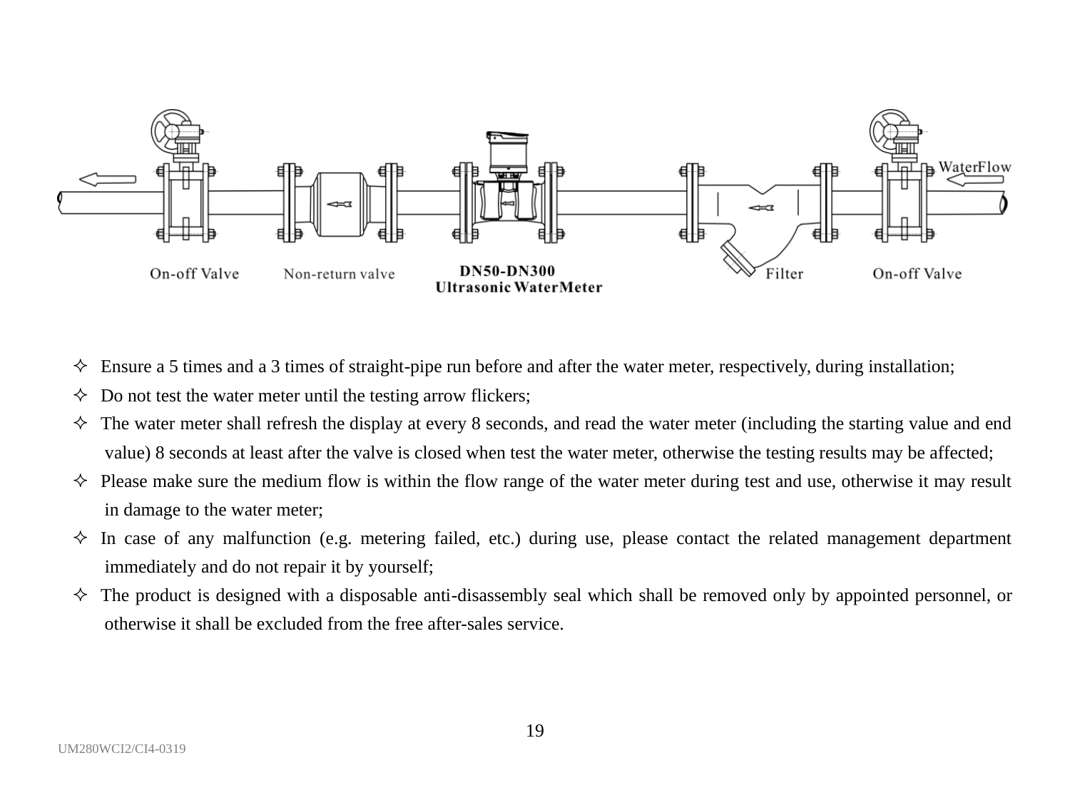On-off Valve Non-return valve **DN50-DN300 Ultrasonic WaterMeter** Filter On-off Valve WaterFlow

- Ensure a 5 times and a 3 times of straight-pipe run before and after the water meter, respectively, during installation;
- Do not test the water meter until the testing arrow flickers;
- The water meter shall refresh the display at every 8 seconds, and read the water meter (including the starting value and end value) 8 seconds at least after the valve is closed when test the water meter, otherwise the testing results may be affected;
- Please make sure the medium flow is within the flow range of the water meter during test and use, otherwise it may result in damage to the water meter;
- In case of any malfunction (e.g. metering failed, etc.) during use, please contact the related management department immediately and do not repair it by yourself;
- The product is designed with a disposable anti-disassembly seal which shall be removed only by appointed personnel, or otherwise it shall be excluded from the free after-sales service.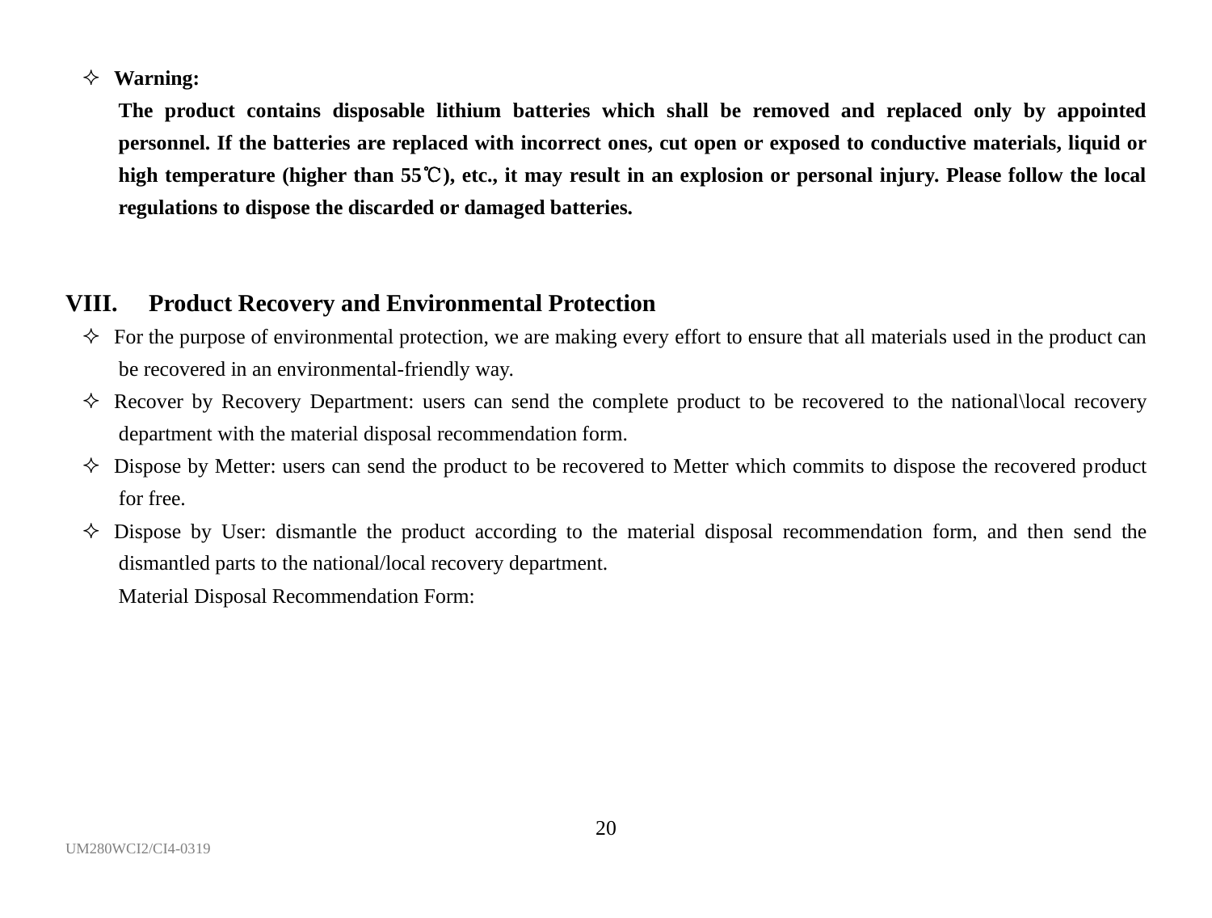- **Warning:**

  **The product contains disposable lithium batteries which shall be removed and replaced only by appointed personnel. If the batteries are replaced with incorrect ones, cut open or exposed to conductive materials, liquid or high temperature (higher than 55℃), etc., it may result in an explosion or personal injury. Please follow the local regulations to dispose the discarded or damaged batteries.**

## VIII. Product Recovery and Environmental Protection

- For the purpose of environmental protection, we are making every effort to ensure that all materials used in the product can be recovered in an environmental-friendly way.
- Recover by Recovery Department: users can send the complete product to be recovered to the national\local recovery department with the material disposal recommendation form.
- Dispose by Metter: users can send the product to be recovered to Metter which commits to dispose the recovered product for free.
- Dispose by User: dismantle the product according to the material disposal recommendation form, and then send the dismantled parts to the national/local recovery department.

  Material Disposal Recommendation Form: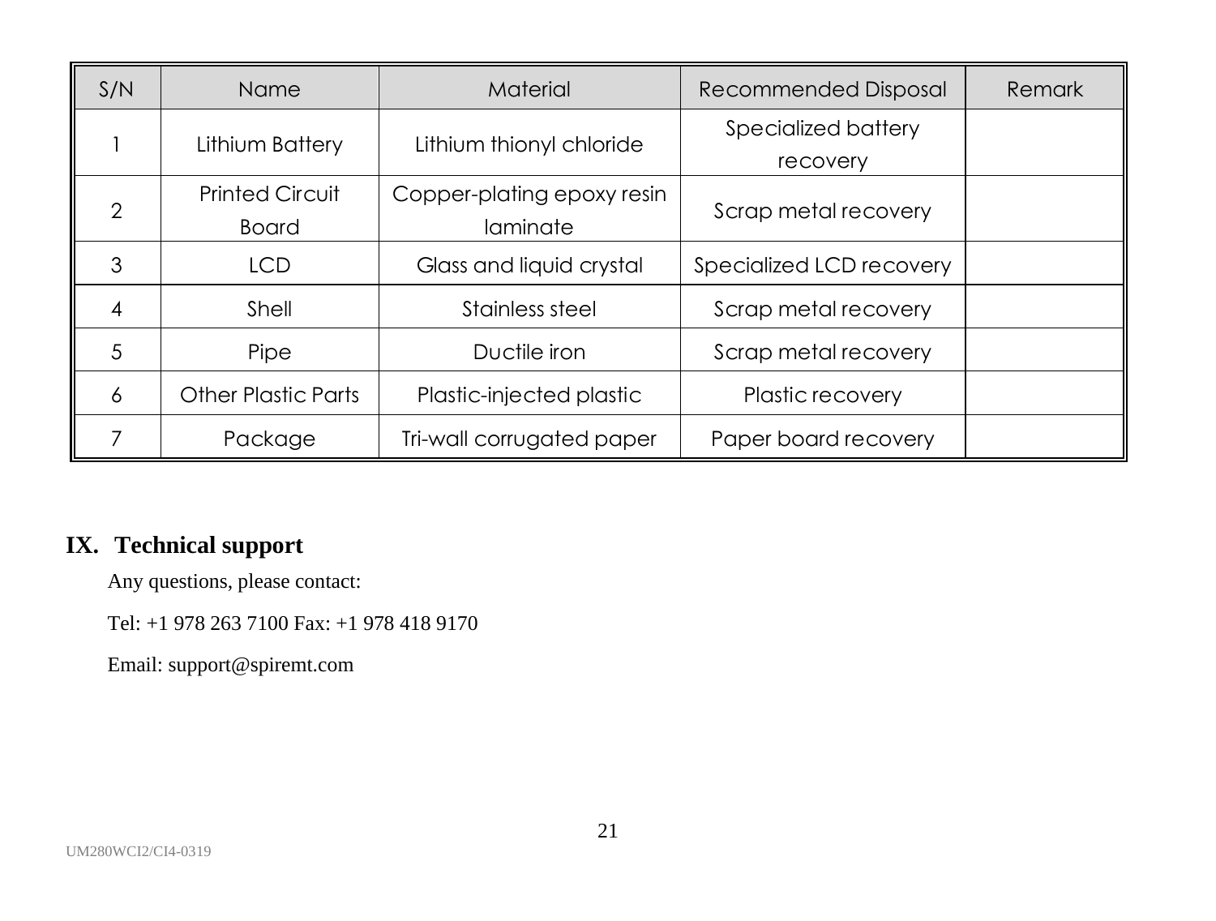| S/N | Name | Material | Recommended Disposal | Remark |
|---|---|---|---|---|
| 1 | Lithium Battery | Lithium thionyl chloride | Specialized battery recovery | |
| 2 | Printed Circuit Board | Copper-plating epoxy resin laminate | Scrap metal recovery | |
| 3 | LCD | Glass and liquid crystal | Specialized LCD recovery | |
| 4 | Shell | Stainless steel | Scrap metal recovery | |
| 5 | Pipe | Ductile iron | Scrap metal recovery | |
| 6 | Other Plastic Parts | Plastic-injected plastic | Plastic recovery | |
| 7 | Package | Tri-wall corrugated paper | Paper board recovery | |

## IX. Technical support

Any questions, please contact:

Tel: +1 978 263 7100 Fax: +1 978 418 9170

Email: support@spiremt.com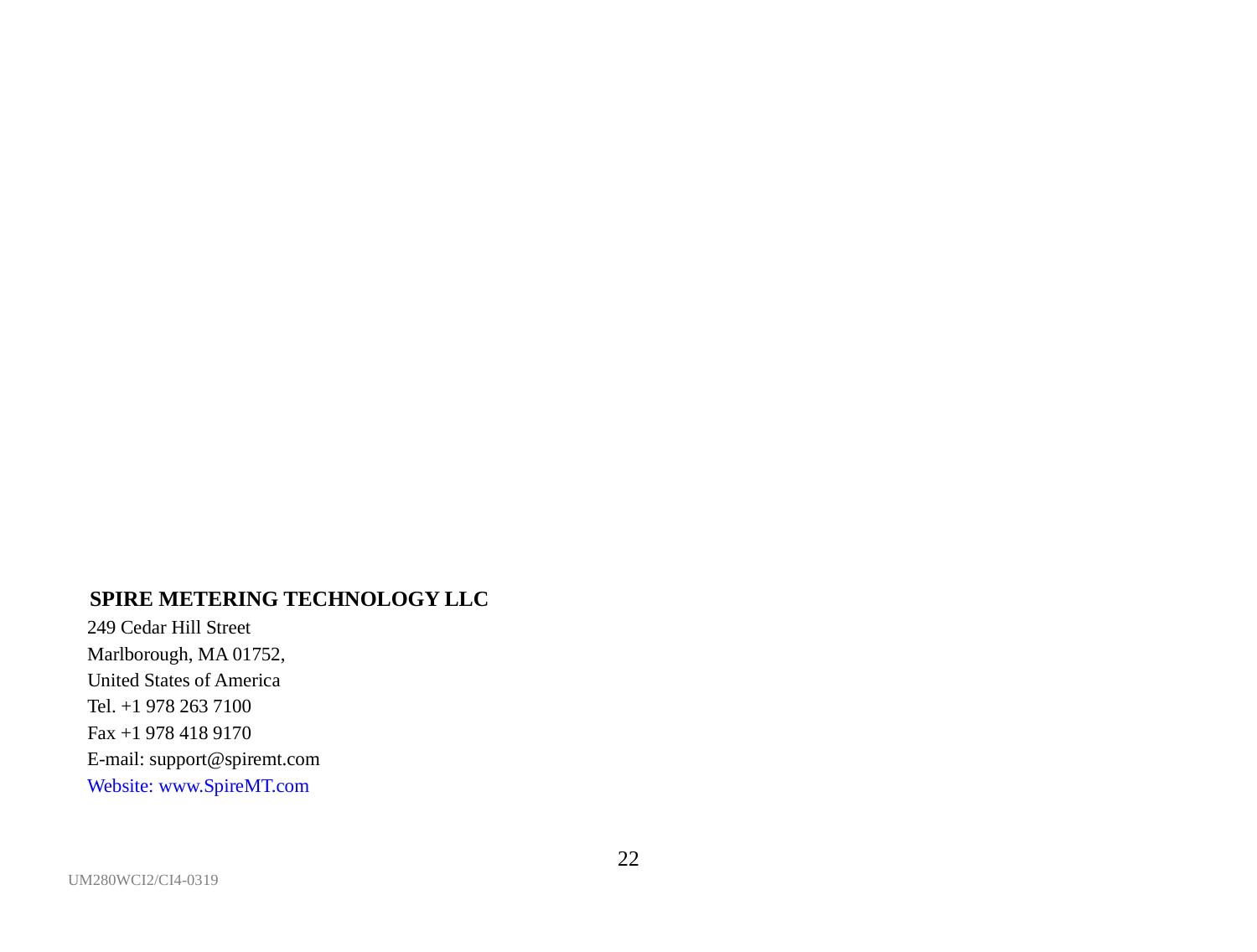**SPIRE METERING TECHNOLOGY LLC**

249 Cedar Hill Street
Marlborough, MA 01752,
United States of America
Tel. +1 978 263 7100
Fax +1 978 418 9170
E-mail: support@spiremt.com
Website: www.SpireMT.com

UM280WCI2/CI4-0319